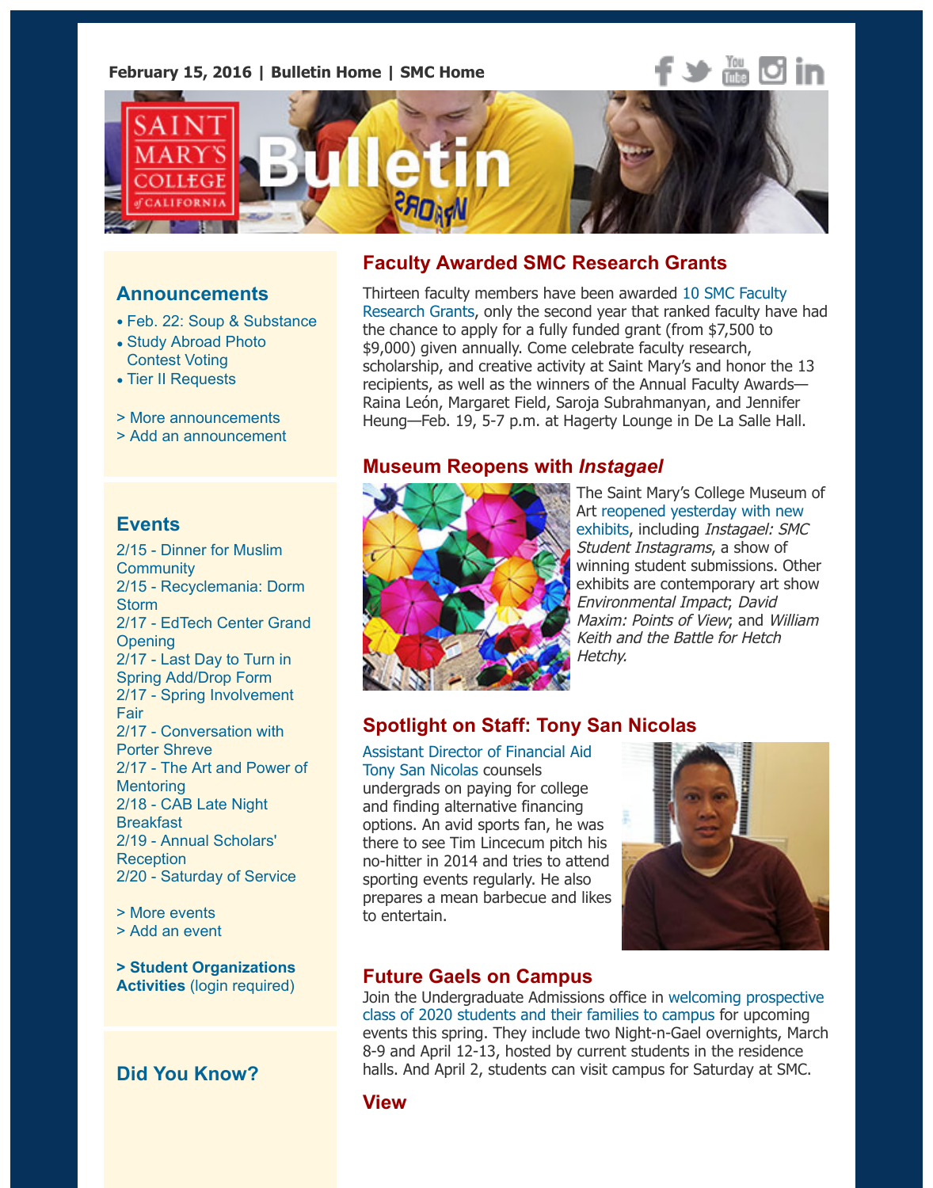February 15, 2016 | Bulletin Home | SMC Home

# Saint Mary's College of California Bulletin

## Faculty Awarded SMC Research Grants

Thirteen faculty members have been awarded 10 SMC Faculty Research Grants, only the second year that ranked faculty have had the chance to apply for a fully funded grant (from $7,500 to $9,000) given annually. Come celebrate faculty research, scholarship, and creative activity at Saint Mary's and honor the 13 recipients, as well as the winners of the Annual Faculty Awards—Raina León, Margaret Field, Saroja Subrahmanyan, and Jennifer Heung—Feb. 19, 5-7 p.m. at Hagerty Lounge in De La Salle Hall.

## Museum Reopens with *Instagael*

The Saint Mary's College Museum of Art reopened yesterday with new exhibits, including *Instagael: SMC Student Instagrams*, a show of winning student submissions. Other exhibits are contemporary art show *Environmental Impact*; *David Maxim: Points of View*; and *William Keith and the Battle for Hetch Hetchy.*

## Spotlight on Staff: Tony San Nicolas

Assistant Director of Financial Aid Tony San Nicolas counsels undergrads on paying for college and finding alternative financing options. An avid sports fan, he was there to see Tim Lincecum pitch his no-hitter in 2014 and tries to attend sporting events regularly. He also prepares a mean barbecue and likes to entertain.

## Future Gaels on Campus

Join the Undergraduate Admissions office in welcoming prospective class of 2020 students and their families to campus for upcoming events this spring. They include two Night-n-Gael overnights, March 8-9 and April 12-13, hosted by current students in the residence halls. And April 2, students can visit campus for Saturday at SMC.

## View

## Announcements

- Feb. 22: Soup & Substance
- Study Abroad Photo Contest Voting
- Tier II Requests

> More announcements
> Add an announcement

## Events

2/15 - Dinner for Muslim Community
2/15 - Recyclemania: Dorm Storm
2/17 - EdTech Center Grand Opening
2/17 - Last Day to Turn in Spring Add/Drop Form
2/17 - Spring Involvement Fair
2/17 - Conversation with Porter Shreve
2/17 - The Art and Power of Mentoring
2/18 - CAB Late Night Breakfast
2/19 - Annual Scholars' Reception
2/20 - Saturday of Service

> More events
> Add an event

**> Student Organizations Activities** (login required)

## Did You Know?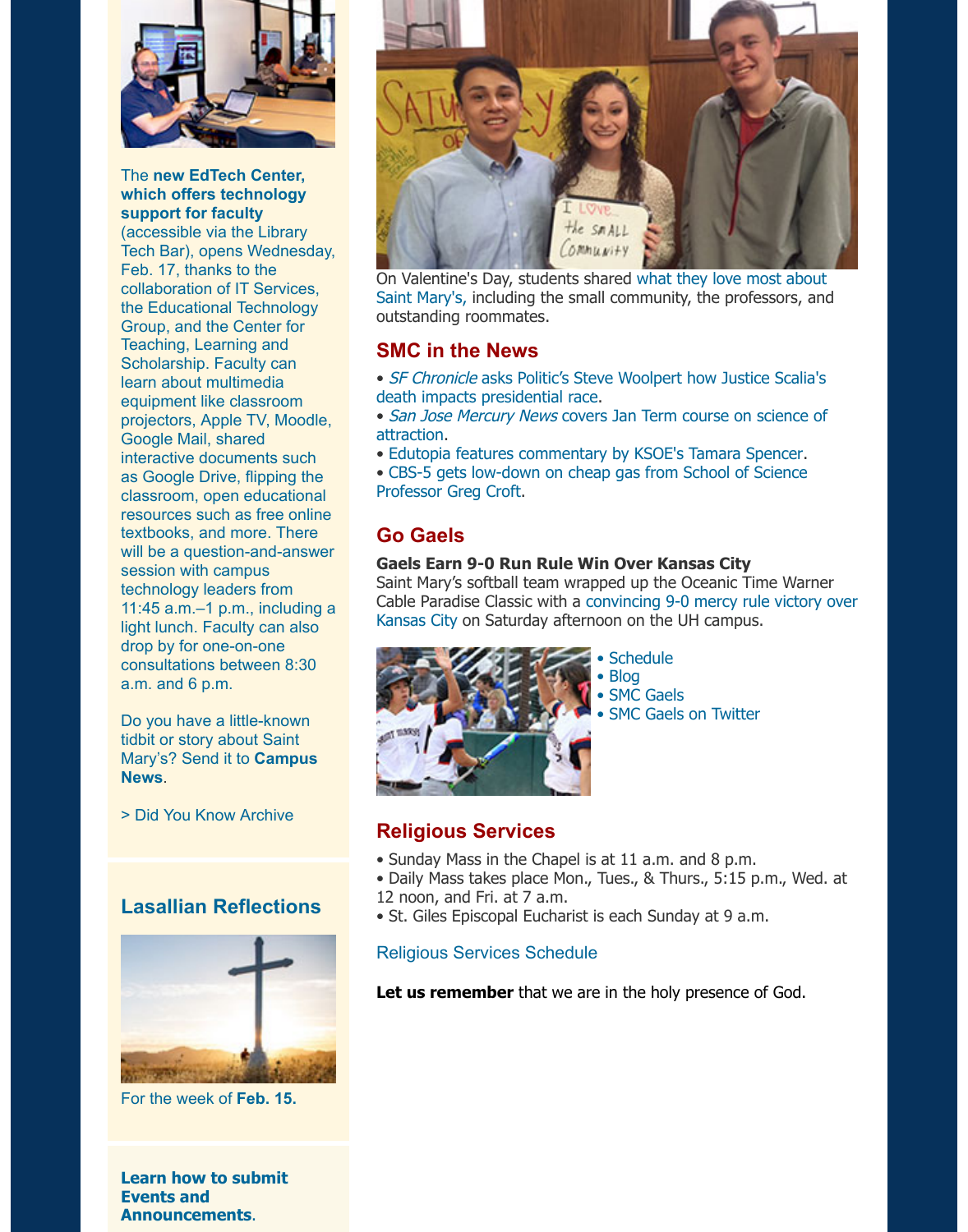The **new EdTech Center, which offers technology support for faculty** (accessible via the Library Tech Bar), opens Wednesday, Feb. 17, thanks to the collaboration of IT Services, the Educational Technology Group, and the Center for Teaching, Learning and Scholarship. Faculty can learn about multimedia equipment like classroom projectors, Apple TV, Moodle, Google Mail, shared interactive documents such as Google Drive, flipping the classroom, open educational resources such as free online textbooks, and more. There will be a question-and-answer session with campus technology leaders from 11:45 a.m.–1 p.m., including a light lunch. Faculty can also drop by for one-on-one consultations between 8:30 a.m. and 6 p.m.

Do you have a little-known tidbit or story about Saint Mary's? Send it to **Campus News**.

> Did You Know Archive

## Lasallian Reflections

For the week of **Feb. 15.**

**Learn how to submit Events and Announcements**.

On Valentine's Day, students shared what they love most about Saint Mary's, including the small community, the professors, and outstanding roommates.

## SMC in the News

- *SF Chronicle* asks Politic's Steve Woolpert how Justice Scalia's death impacts presidential race.
- *San Jose Mercury News* covers Jan Term course on science of attraction.
- Edutopia features commentary by KSOE's Tamara Spencer.
- CBS-5 gets low-down on cheap gas from School of Science Professor Greg Croft.

## Go Gaels

**Gaels Earn 9-0 Run Rule Win Over Kansas City**
Saint Mary's softball team wrapped up the Oceanic Time Warner Cable Paradise Classic with a convincing 9-0 mercy rule victory over Kansas City on Saturday afternoon on the UH campus.

- Schedule
- Blog
- SMC Gaels
- SMC Gaels on Twitter

## Religious Services

- Sunday Mass in the Chapel is at 11 a.m. and 8 p.m.
- Daily Mass takes place Mon., Tues., & Thurs., 5:15 p.m., Wed. at 12 noon, and Fri. at 7 a.m.
- St. Giles Episcopal Eucharist is each Sunday at 9 a.m.

Religious Services Schedule

**Let us remember** that we are in the holy presence of God.